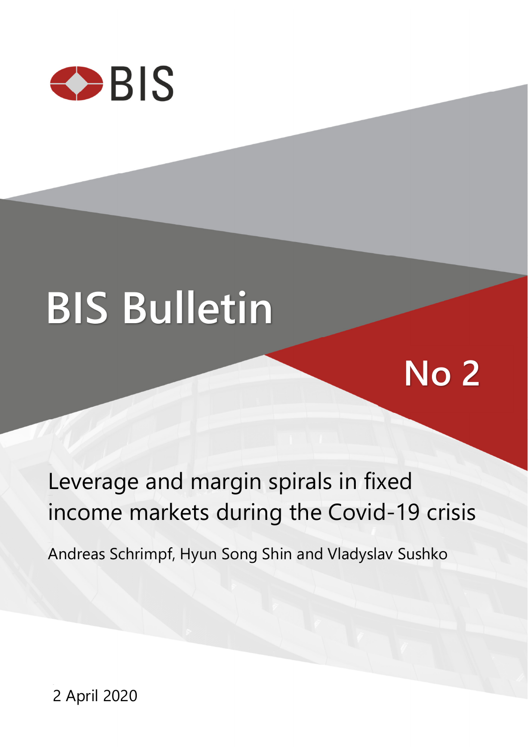BIS

# BIS Bulletin

No 2

## Leverage and margin spirals in fixed income markets during the Covid-19 crisis

Andreas Schrimpf, Hyun Song Shin and Vladyslav Sushko

2 April 2020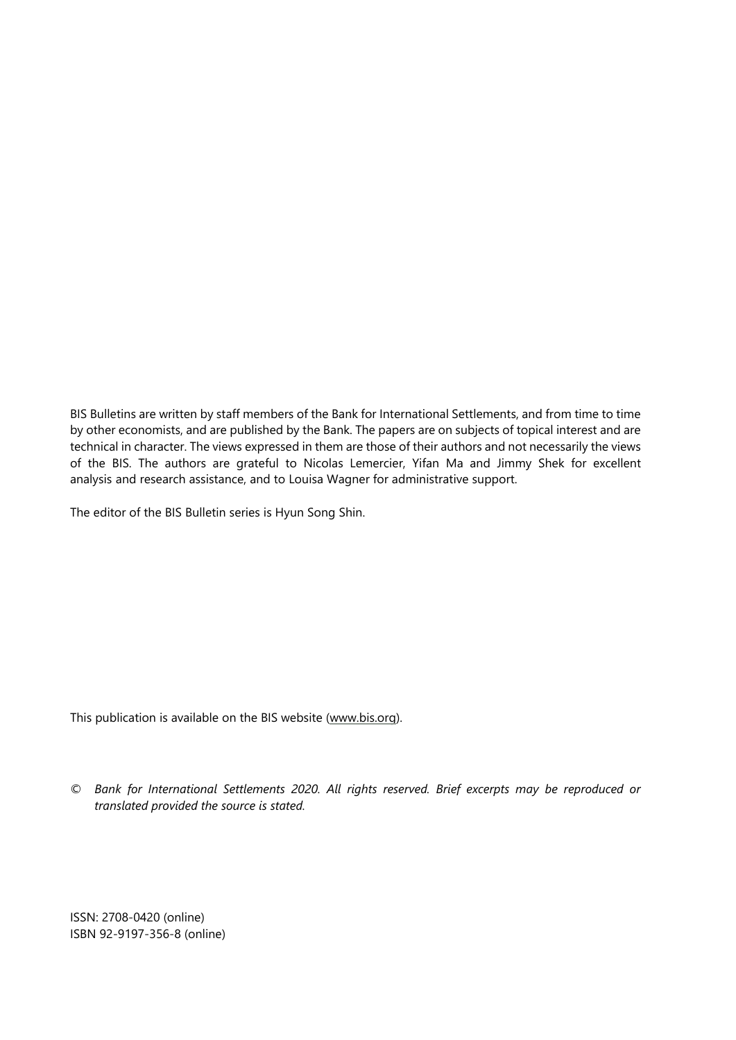BIS Bulletins are written by staff members of the Bank for International Settlements, and from time to time by other economists, and are published by the Bank. The papers are on subjects of topical interest and are technical in character. The views expressed in them are those of their authors and not necessarily the views of the BIS. The authors are grateful to Nicolas Lemercier, Yifan Ma and Jimmy Shek for excellent analysis and research assistance, and to Louisa Wagner for administrative support.

The editor of the BIS Bulletin series is Hyun Song Shin.

This publication is available on the BIS website (www.bis.org).

© *Bank for International Settlements 2020. All rights reserved. Brief excerpts may be reproduced or translated provided the source is stated.*

ISSN: 2708-0420 (online)
ISBN 92-9197-356-8 (online)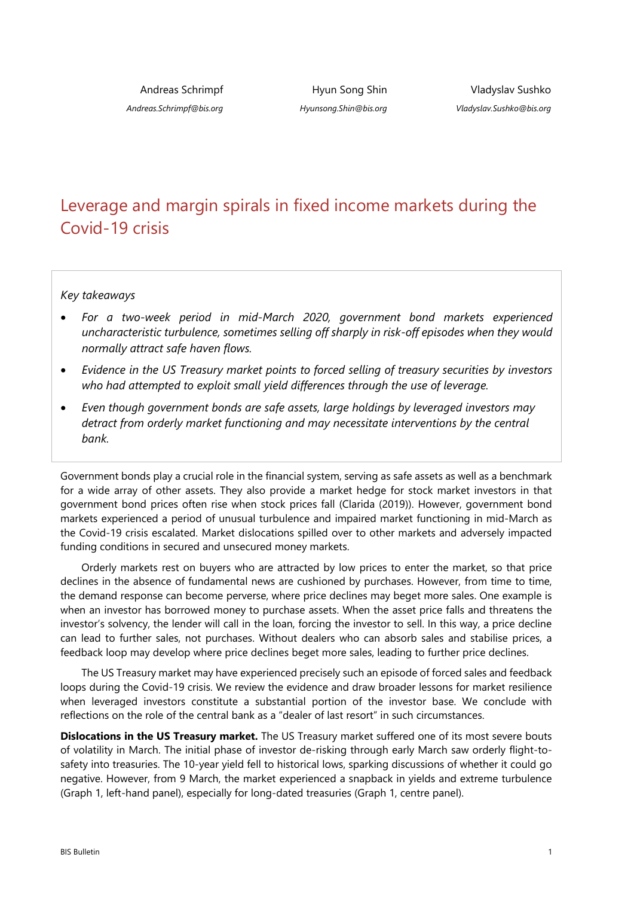Andreas Schrimpf
*Andreas.Schrimpf@bis.org*

Hyun Song Shin
*Hyunsong.Shin@bis.org*

Vladyslav Sushko
*Vladyslav.Sushko@bis.org*

# Leverage and margin spirals in fixed income markets during the Covid-19 crisis

*Key takeaways*

- *For a two-week period in mid-March 2020, government bond markets experienced uncharacteristic turbulence, sometimes selling off sharply in risk-off episodes when they would normally attract safe haven flows.*
- *Evidence in the US Treasury market points to forced selling of treasury securities by investors who had attempted to exploit small yield differences through the use of leverage.*
- *Even though government bonds are safe assets, large holdings by leveraged investors may detract from orderly market functioning and may necessitate interventions by the central bank.*

Government bonds play a crucial role in the financial system, serving as safe assets as well as a benchmark for a wide array of other assets. They also provide a market hedge for stock market investors in that government bond prices often rise when stock prices fall (Clarida (2019)). However, government bond markets experienced a period of unusual turbulence and impaired market functioning in mid-March as the Covid-19 crisis escalated. Market dislocations spilled over to other markets and adversely impacted funding conditions in secured and unsecured money markets.

Orderly markets rest on buyers who are attracted by low prices to enter the market, so that price declines in the absence of fundamental news are cushioned by purchases. However, from time to time, the demand response can become perverse, where price declines may beget more sales. One example is when an investor has borrowed money to purchase assets. When the asset price falls and threatens the investor's solvency, the lender will call in the loan, forcing the investor to sell. In this way, a price decline can lead to further sales, not purchases. Without dealers who can absorb sales and stabilise prices, a feedback loop may develop where price declines beget more sales, leading to further price declines.

The US Treasury market may have experienced precisely such an episode of forced sales and feedback loops during the Covid-19 crisis. We review the evidence and draw broader lessons for market resilience when leveraged investors constitute a substantial portion of the investor base. We conclude with reflections on the role of the central bank as a "dealer of last resort" in such circumstances.

**Dislocations in the US Treasury market.** The US Treasury market suffered one of its most severe bouts of volatility in March. The initial phase of investor de-risking through early March saw orderly flight-to-safety into treasuries. The 10-year yield fell to historical lows, sparking discussions of whether it could go negative. However, from 9 March, the market experienced a snapback in yields and extreme turbulence (Graph 1, left-hand panel), especially for long-dated treasuries (Graph 1, centre panel).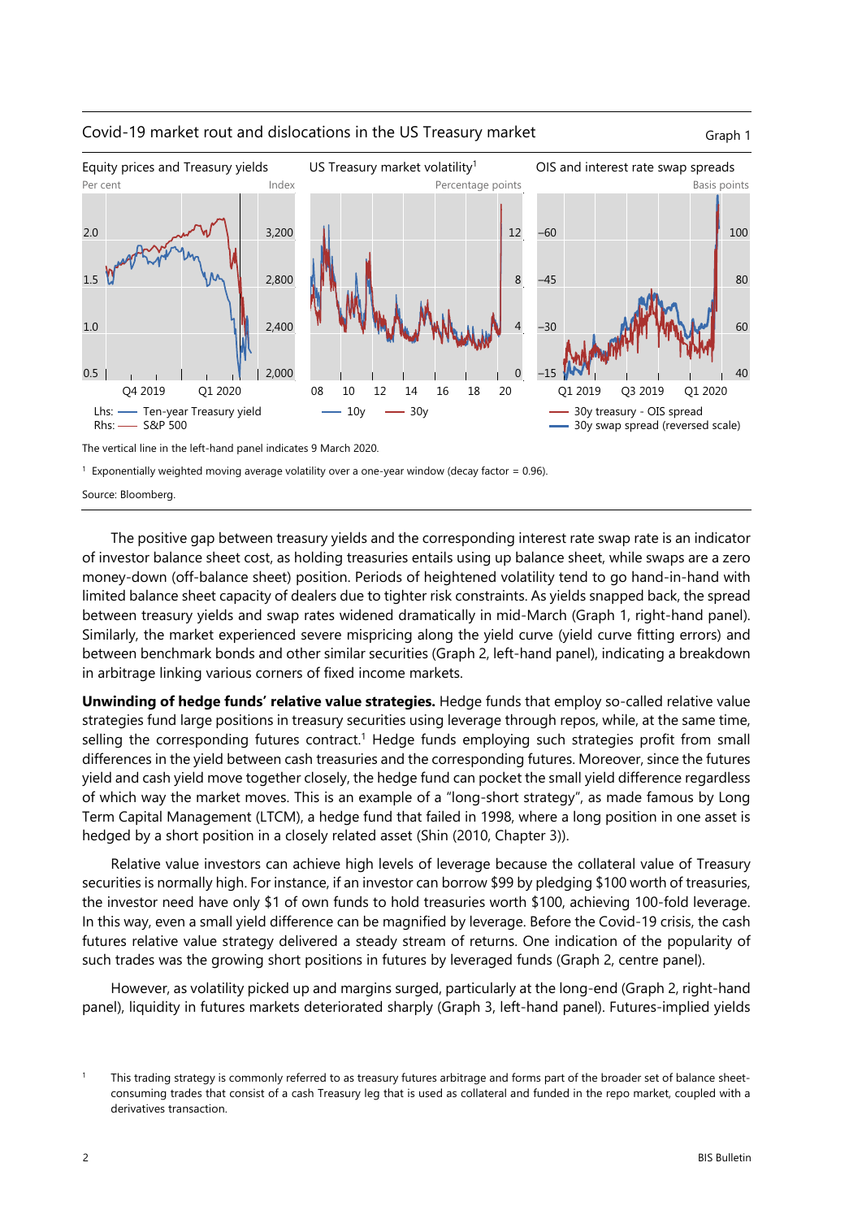Covid-19 market rout and dislocations in the US Treasury market

Graph 1

Equity prices and Treasury yields

US Treasury market volatility[1]

OIS and interest rate swap spreads

The vertical line in the left-hand panel indicates 9 March 2020.

[1] Exponentially weighted moving average volatility over a one-year window (decay factor = 0.96).

Source: Bloomberg.

The positive gap between treasury yields and the corresponding interest rate swap rate is an indicator of investor balance sheet cost, as holding treasuries entails using up balance sheet, while swaps are a zero money-down (off-balance sheet) position. Periods of heightened volatility tend to go hand-in-hand with limited balance sheet capacity of dealers due to tighter risk constraints. As yields snapped back, the spread between treasury yields and swap rates widened dramatically in mid-March (Graph 1, right-hand panel). Similarly, the market experienced severe mispricing along the yield curve (yield curve fitting errors) and between benchmark bonds and other similar securities (Graph 2, left-hand panel), indicating a breakdown in arbitrage linking various corners of fixed income markets.

**Unwinding of hedge funds' relative value strategies.** Hedge funds that employ so-called relative value strategies fund large positions in treasury securities using leverage through repos, while, at the same time, selling the corresponding futures contract.[1] Hedge funds employing such strategies profit from small differences in the yield between cash treasuries and the corresponding futures. Moreover, since the futures yield and cash yield move together closely, the hedge fund can pocket the small yield difference regardless of which way the market moves. This is an example of a "long-short strategy", as made famous by Long Term Capital Management (LTCM), a hedge fund that failed in 1998, where a long position in one asset is hedged by a short position in a closely related asset (Shin (2010, Chapter 3)).

Relative value investors can achieve high levels of leverage because the collateral value of Treasury securities is normally high. For instance, if an investor can borrow $99 by pledging $100 worth of treasuries, the investor need have only $1 of own funds to hold treasuries worth $100, achieving 100-fold leverage. In this way, even a small yield difference can be magnified by leverage. Before the Covid-19 crisis, the cash futures relative value strategy delivered a steady stream of returns. One indication of the popularity of such trades was the growing short positions in futures by leveraged funds (Graph 2, centre panel).

However, as volatility picked up and margins surged, particularly at the long-end (Graph 2, right-hand panel), liquidity in futures markets deteriorated sharply (Graph 3, left-hand panel). Futures-implied yields

[1] This trading strategy is commonly referred to as treasury futures arbitrage and forms part of the broader set of balance sheet-consuming trades that consist of a cash Treasury leg that is used as collateral and funded in the repo market, coupled with a derivatives transaction.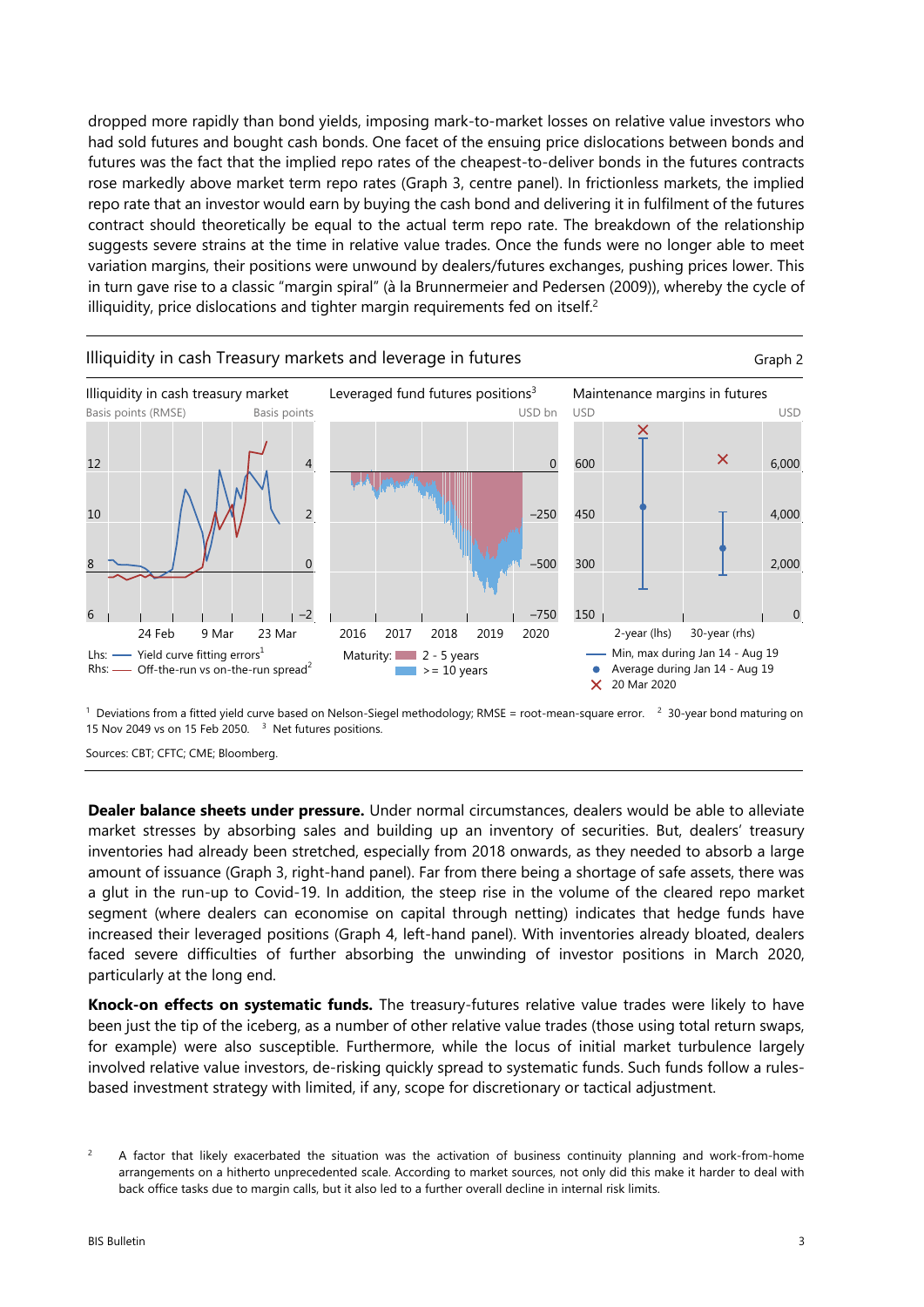dropped more rapidly than bond yields, imposing mark-to-market losses on relative value investors who had sold futures and bought cash bonds. One facet of the ensuing price dislocations between bonds and futures was the fact that the implied repo rates of the cheapest-to-deliver bonds in the futures contracts rose markedly above market term repo rates (Graph 3, centre panel). In frictionless markets, the implied repo rate that an investor would earn by buying the cash bond and delivering it in fulfilment of the futures contract should theoretically be equal to the actual term repo rate. The breakdown of the relationship suggests severe strains at the time in relative value trades. Once the funds were no longer able to meet variation margins, their positions were unwound by dealers/futures exchanges, pushing prices lower. This in turn gave rise to a classic "margin spiral" (à la Brunnermeier and Pedersen (2009)), whereby the cycle of illiquidity, price dislocations and tighter margin requirements fed on itself.[2]

Illiquidity in cash Treasury markets and leverage in futures — Graph 2

Illiquidity in cash treasury market | Leveraged fund futures positions[3] | Maintenance margins in futures

Lhs: Yield curve fitting errors[1]; Rhs: Off-the-run vs on-the-run spread[2]

Maturity: 2 - 5 years; >= 10 years

Min, max during Jan 14 - Aug 19; Average during Jan 14 - Aug 19; 20 Mar 2020

[1] Deviations from a fitted yield curve based on Nelson-Siegel methodology; RMSE = root-mean-square error. [2] 30-year bond maturing on 15 Nov 2049 vs on 15 Feb 2050. [3] Net futures positions.

Sources: CBT; CFTC; CME; Bloomberg.

**Dealer balance sheets under pressure.** Under normal circumstances, dealers would be able to alleviate market stresses by absorbing sales and building up an inventory of securities. But, dealers' treasury inventories had already been stretched, especially from 2018 onwards, as they needed to absorb a large amount of issuance (Graph 3, right-hand panel). Far from there being a shortage of safe assets, there was a glut in the run-up to Covid-19. In addition, the steep rise in the volume of the cleared repo market segment (where dealers can economise on capital through netting) indicates that hedge funds have increased their leveraged positions (Graph 4, left-hand panel). With inventories already bloated, dealers faced severe difficulties of further absorbing the unwinding of investor positions in March 2020, particularly at the long end.

**Knock-on effects on systematic funds.** The treasury-futures relative value trades were likely to have been just the tip of the iceberg, as a number of other relative value trades (those using total return swaps, for example) were also susceptible. Furthermore, while the locus of initial market turbulence largely involved relative value investors, de-risking quickly spread to systematic funds. Such funds follow a rules-based investment strategy with limited, if any, scope for discretionary or tactical adjustment.

[2] A factor that likely exacerbated the situation was the activation of business continuity planning and work-from-home arrangements on a hitherto unprecedented scale. According to market sources, not only did this make it harder to deal with back office tasks due to margin calls, but it also led to a further overall decline in internal risk limits.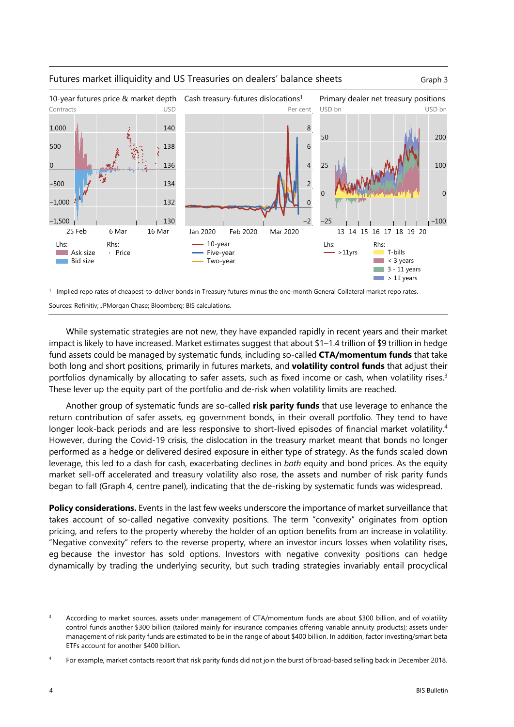Futures market illiquidity and US Treasuries on dealers' balance sheets

Graph 3

10-year futures price & market depth — Cash treasury-futures dislocations[1] — Primary dealer net treasury positions

[1] Implied repo rates of cheapest-to-deliver bonds in Treasury futures minus the one-month General Collateral market repo rates.

Sources: Refinitiv; JPMorgan Chase; Bloomberg; BIS calculations.

While systematic strategies are not new, they have expanded rapidly in recent years and their market impact is likely to have increased. Market estimates suggest that about $1–1.4 trillion of $9 trillion in hedge fund assets could be managed by systematic funds, including so-called **CTA/momentum funds** that take both long and short positions, primarily in futures markets, and **volatility control funds** that adjust their portfolios dynamically by allocating to safer assets, such as fixed income or cash, when volatility rises.[3] These lever up the equity part of the portfolio and de-risk when volatility limits are reached.

Another group of systematic funds are so-called **risk parity funds** that use leverage to enhance the return contribution of safer assets, eg government bonds, in their overall portfolio. They tend to have longer look-back periods and are less responsive to short-lived episodes of financial market volatility.[4] However, during the Covid-19 crisis, the dislocation in the treasury market meant that bonds no longer performed as a hedge or delivered desired exposure in either type of strategy. As the funds scaled down leverage, this led to a dash for cash, exacerbating declines in *both* equity and bond prices. As the equity market sell-off accelerated and treasury volatility also rose, the assets and number of risk parity funds began to fall (Graph 4, centre panel), indicating that the de-risking by systematic funds was widespread.

**Policy considerations.** Events in the last few weeks underscore the importance of market surveillance that takes account of so-called negative convexity positions. The term "convexity" originates from option pricing, and refers to the property whereby the holder of an option benefits from an increase in volatility. "Negative convexity" refers to the reverse property, where an investor incurs losses when volatility rises, eg because the investor has sold options. Investors with negative convexity positions can hedge dynamically by trading the underlying security, but such trading strategies invariably entail procyclical

[3] According to market sources, assets under management of CTA/momentum funds are about $300 billion, and of volatility control funds another $300 billion (tailored mainly for insurance companies offering variable annuity products); assets under management of risk parity funds are estimated to be in the range of about $400 billion. In addition, factor investing/smart beta ETFs account for another $400 billion.

[4] For example, market contacts report that risk parity funds did not join the burst of broad-based selling back in December 2018.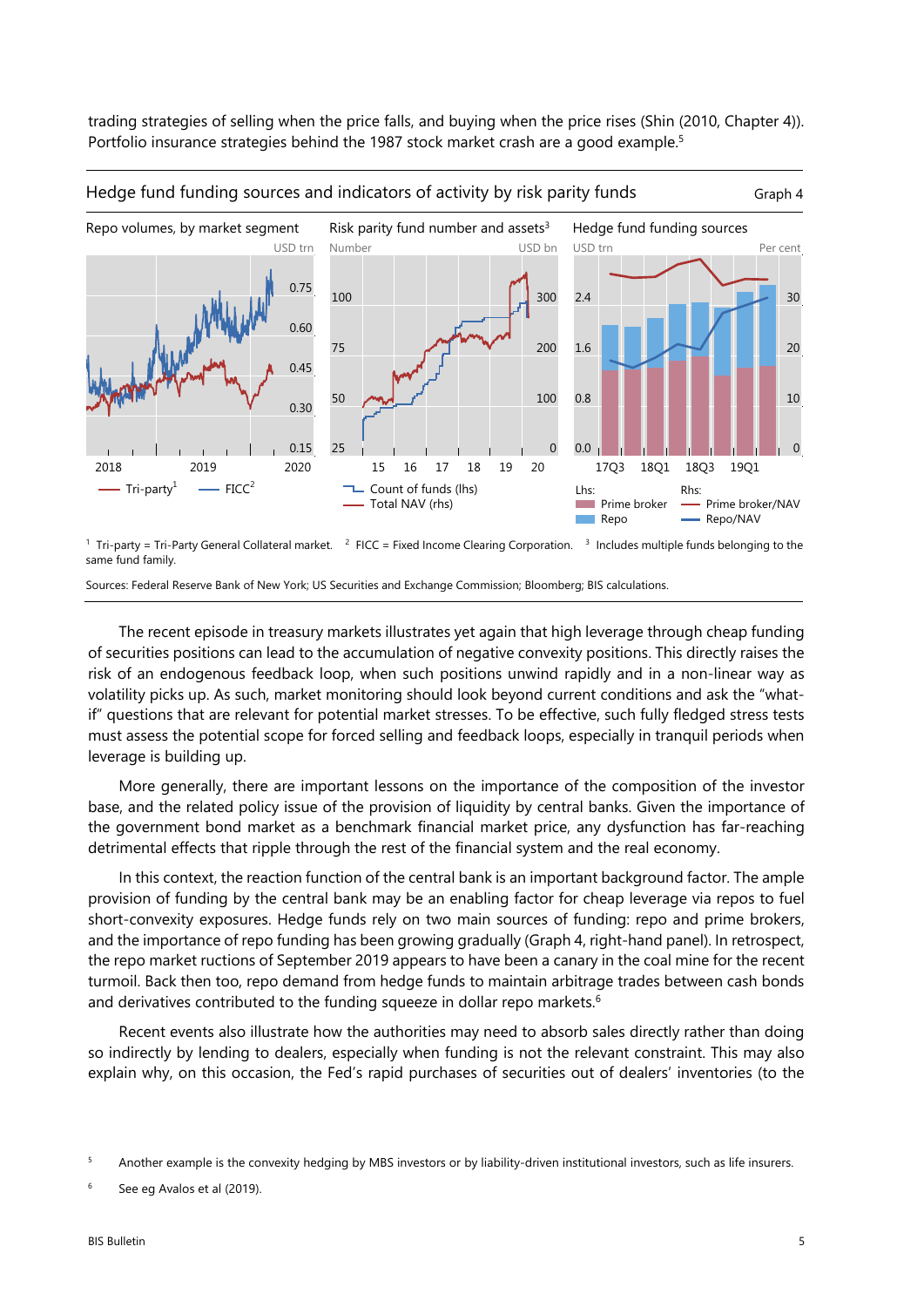trading strategies of selling when the price falls, and buying when the price rises (Shin (2010, Chapter 4)). Portfolio insurance strategies behind the 1987 stock market crash are a good example.[5]

Hedge fund funding sources and indicators of activity by risk parity funds — Graph 4

Repo volumes, by market segment (USD trn) — Tri-party[1]; FICC[2]

Risk parity fund number and assets[3] (Number; USD bn) — Count of funds (lhs); Total NAV (rhs)

Hedge fund funding sources (USD trn; Per cent) — Lhs: Prime broker; Repo. Rhs: Prime broker/NAV; Repo/NAV

[1] Tri-party = Tri-Party General Collateral market. [2] FICC = Fixed Income Clearing Corporation. [3] Includes multiple funds belonging to the same fund family.

Sources: Federal Reserve Bank of New York; US Securities and Exchange Commission; Bloomberg; BIS calculations.

The recent episode in treasury markets illustrates yet again that high leverage through cheap funding of securities positions can lead to the accumulation of negative convexity positions. This directly raises the risk of an endogenous feedback loop, when such positions unwind rapidly and in a non-linear way as volatility picks up. As such, market monitoring should look beyond current conditions and ask the "what-if" questions that are relevant for potential market stresses. To be effective, such fully fledged stress tests must assess the potential scope for forced selling and feedback loops, especially in tranquil periods when leverage is building up.

More generally, there are important lessons on the importance of the composition of the investor base, and the related policy issue of the provision of liquidity by central banks. Given the importance of the government bond market as a benchmark financial market price, any dysfunction has far-reaching detrimental effects that ripple through the rest of the financial system and the real economy.

In this context, the reaction function of the central bank is an important background factor. The ample provision of funding by the central bank may be an enabling factor for cheap leverage via repos to fuel short-convexity exposures. Hedge funds rely on two main sources of funding: repo and prime brokers, and the importance of repo funding has been growing gradually (Graph 4, right-hand panel). In retrospect, the repo market ructions of September 2019 appears to have been a canary in the coal mine for the recent turmoil. Back then too, repo demand from hedge funds to maintain arbitrage trades between cash bonds and derivatives contributed to the funding squeeze in dollar repo markets.[6]

Recent events also illustrate how the authorities may need to absorb sales directly rather than doing so indirectly by lending to dealers, especially when funding is not the relevant constraint. This may also explain why, on this occasion, the Fed's rapid purchases of securities out of dealers' inventories (to the

[5] Another example is the convexity hedging by MBS investors or by liability-driven institutional investors, such as life insurers.

[6] See eg Avalos et al (2019).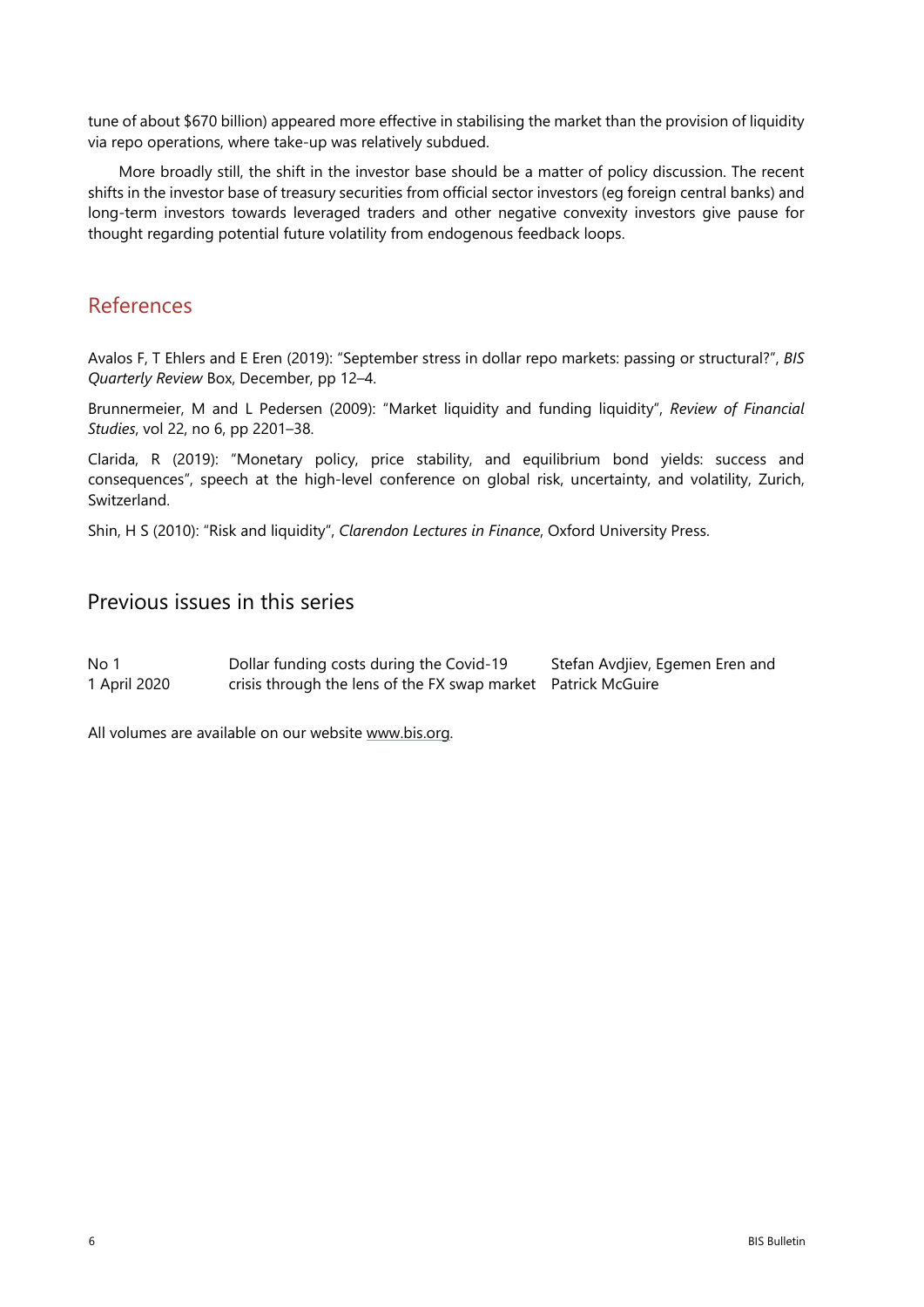tune of about $670 billion) appeared more effective in stabilising the market than the provision of liquidity via repo operations, where take-up was relatively subdued.

More broadly still, the shift in the investor base should be a matter of policy discussion. The recent shifts in the investor base of treasury securities from official sector investors (eg foreign central banks) and long-term investors towards leveraged traders and other negative convexity investors give pause for thought regarding potential future volatility from endogenous feedback loops.

## References

Avalos F, T Ehlers and E Eren (2019): "September stress in dollar repo markets: passing or structural?", *BIS Quarterly Review* Box, December, pp 12–4.

Brunnermeier, M and L Pedersen (2009): "Market liquidity and funding liquidity", *Review of Financial Studies*, vol 22, no 6, pp 2201–38.

Clarida, R (2019): "Monetary policy, price stability, and equilibrium bond yields: success and consequences", speech at the high-level conference on global risk, uncertainty, and volatility, Zurich, Switzerland.

Shin, H S (2010): "Risk and liquidity", *Clarendon Lectures in Finance*, Oxford University Press.

## Previous issues in this series

| | | |
|---|---|---|
| No 1<br>1 April 2020 | Dollar funding costs during the Covid-19 crisis through the lens of the FX swap market | Stefan Avdjiev, Egemen Eren and Patrick McGuire |

All volumes are available on our website www.bis.org.